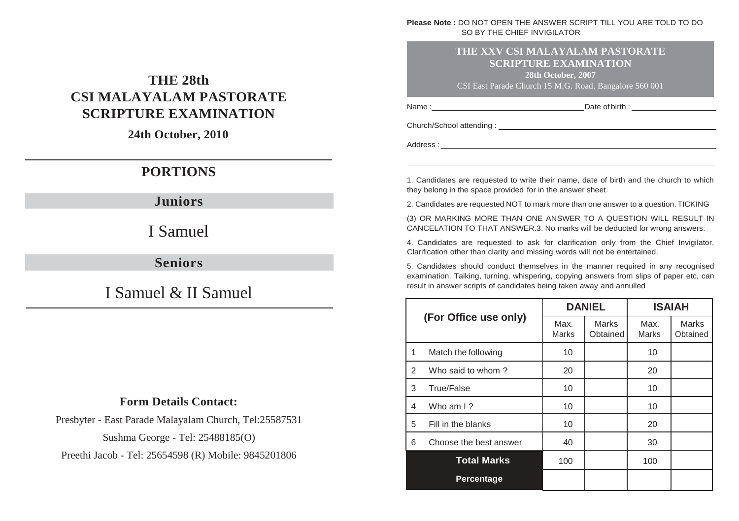# THE 28th
# CSI MALAYALAM PASTORATE
# SCRIPTURE EXAMINATION

**24th October, 2010**

## PORTIONS

### Juniors

I Samuel

### Seniors

I Samuel & II Samuel

**Form Details Contact:**

Presbyter - East Parade Malayalam Church, Tel:25587531

Sushma George - Tel: 25488185(O)

Preethi Jacob - Tel: 25654598 (R) Mobile: 9845201806

**Please Note :** DO NOT OPEN THE ANSWER SCRIPT TILL YOU ARE TOLD TO DO SO BY THE CHIEF INVIGILATOR

## THE XXV CSI MALAYALAM PASTORATE SCRIPTURE EXAMINATION

**28th October, 2007**

CSI East Parade Church 15 M.G. Road, Bangalore 560 001

Name : ______________________ Date of birth : ______________

Church/School attending : ______________________________

Address : ______________________________

______________________________

1. Candidates are requested to write their name, date of birth and the church to which they belong in the space provided for in the answer sheet.

2. Candidates are requested NOT to mark more than one answer to a question. TICKING

(3) OR MARKING MORE THAN ONE ANSWER TO A QUESTION WILL RESULT IN CANCELATION TO THAT ANSWER.3. No marks will be deducted for wrong answers.

4. Candidates are requested to ask for clarification only from the Chief Invigilator, Clarification other than clarity and missing words will not be entertained.

5. Candidates should conduct themselves in the manner required in any recognised examination. Talking, turning, whispering, copying answers from slips of paper etc, can result in answer scripts of candidates being taken away and annulled

| (For Office use only) | | DANIEL | | ISAIAH | |
|---|---|---|---|---|---|
| | | Max. Marks | Marks Obtained | Max. Marks | Marks Obtained |
| 1 | Match the following | 10 | | 10 | |
| 2 | Who said to whom ? | 20 | | 20 | |
| 3 | True/False | 10 | | 10 | |
| 4 | Who am I ? | 10 | | 10 | |
| 5 | Fill in the blanks | 10 | | 20 | |
| 6 | Choose the best answer | 40 | | 30 | |
| **Total Marks** | | 100 | | 100 | |
| **Percentage** | | | | | |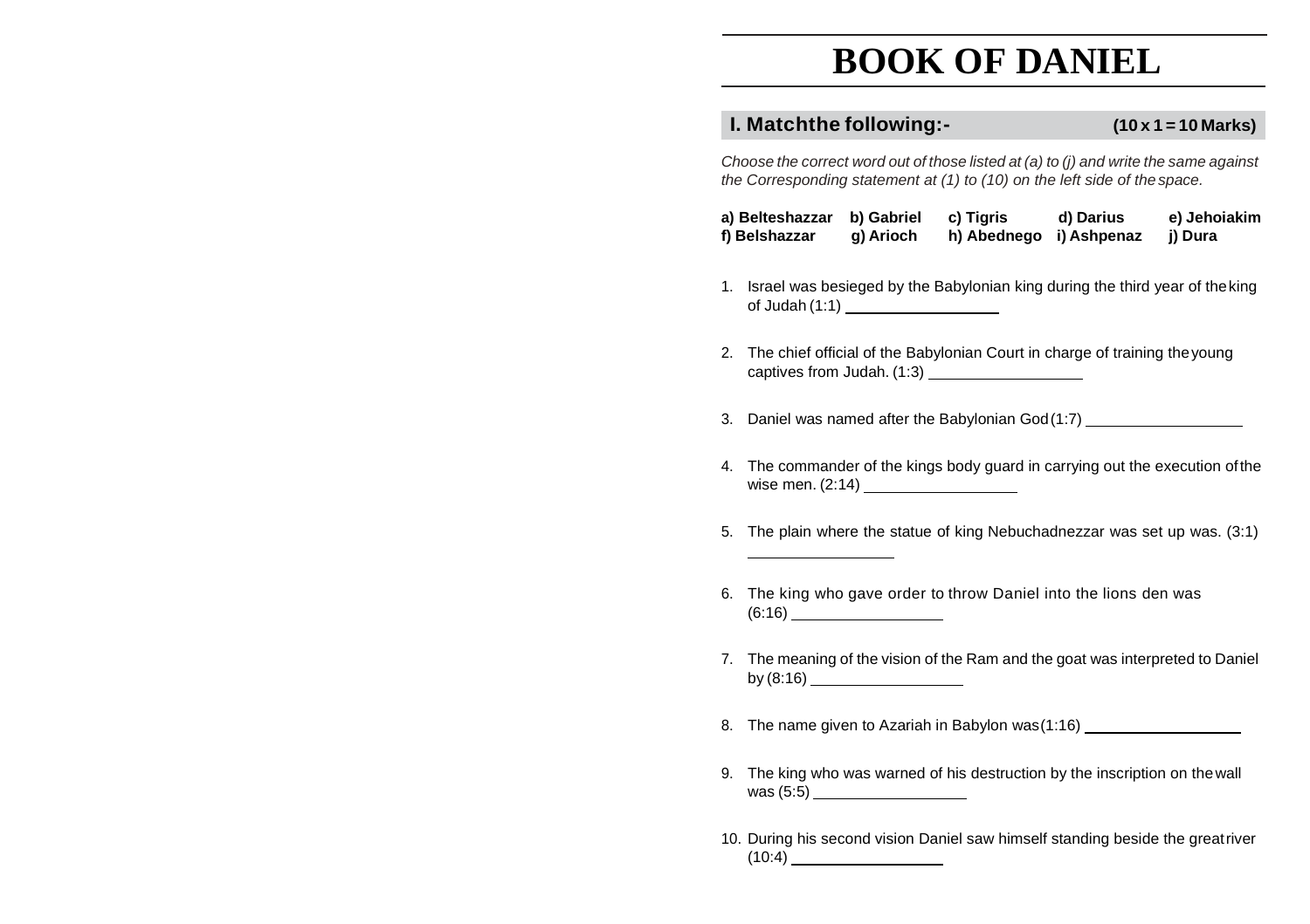# BOOK OF DANIEL

## I. Matchthe following:- (10 x 1 = 10 Marks)

*Choose the correct word out of those listed at (a) to (j) and write the same against the Corresponding statement at (1) to (10) on the left side of the space.*

| | | | | |
|---|---|---|---|---|
| **a) Belteshazzar** | **b) Gabriel** | **c) Tigris** | **d) Darius** | **e) Jehoiakim** |
| **f) Belshazzar** | **g) Arioch** | **h) Abednego** | **i) Ashpenaz** | **j) Dura** |

1. Israel was besieged by the Babylonian king during the third year of the king of Judah (1:1) ____________________

2. The chief official of the Babylonian Court in charge of training the young captives from Judah. (1:3) ____________________

3. Daniel was named after the Babylonian God (1:7) ____________________

4. The commander of the kings body guard in carrying out the execution of the wise men. (2:14) ____________________

5. The plain where the statue of king Nebuchadnezzar was set up was. (3:1) ____________________

6. The king who gave order to throw Daniel into the lions den was (6:16) ____________________

7. The meaning of the vision of the Ram and the goat was interpreted to Daniel by (8:16) ____________________

8. The name given to Azariah in Babylon was (1:16) ____________________

9. The king who was warned of his destruction by the inscription on the wall was (5:5) ____________________

10. During his second vision Daniel saw himself standing beside the great river (10:4) ____________________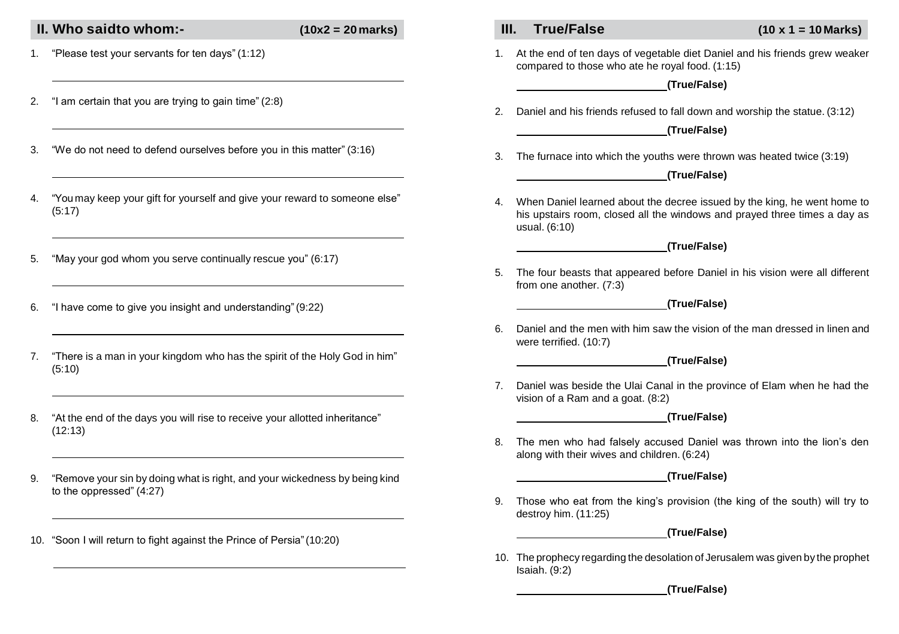## II. Who saidto whom:- (10x2 = 20 marks)

1. "Please test your servants for ten days" (1:12)

2. "I am certain that you are trying to gain time" (2:8)

3. "We do not need to defend ourselves before you in this matter" (3:16)

4. "You may keep your gift for yourself and give your reward to someone else" (5:17)

5. "May your god whom you serve continually rescue you" (6:17)

6. "I have come to give you insight and understanding" (9:22)

7. "There is a man in your kingdom who has the spirit of the Holy God in him" (5:10)

8. "At the end of the days you will rise to receive your allotted inheritance" (12:13)

9. "Remove your sin by doing what is right, and your wickedness by being kind to the oppressed" (4:27)

10. "Soon I will return to fight against the Prince of Persia" (10:20)

## III. True/False (10 x 1 = 10 Marks)

1. At the end of ten days of vegetable diet Daniel and his friends grew weaker compared to those who ate he royal food. (1:15)

   __________ **(True/False)**

2. Daniel and his friends refused to fall down and worship the statue. (3:12)

   __________ **(True/False)**

3. The furnace into which the youths were thrown was heated twice (3:19)

   __________ **(True/False)**

4. When Daniel learned about the decree issued by the king, he went home to his upstairs room, closed all the windows and prayed three times a day as usual. (6:10)

   __________ **(True/False)**

5. The four beasts that appeared before Daniel in his vision were all different from one another. (7:3)

   __________ **(True/False)**

6. Daniel and the men with him saw the vision of the man dressed in linen and were terrified. (10:7)

   __________ **(True/False)**

7. Daniel was beside the Ulai Canal in the province of Elam when he had the vision of a Ram and a goat. (8:2)

   __________ **(True/False)**

8. The men who had falsely accused Daniel was thrown into the lion's den along with their wives and children. (6:24)

   __________ **(True/False)**

9. Those who eat from the king's provision (the king of the south) will try to destroy him. (11:25)

   __________ **(True/False)**

10. The prophecy regarding the desolation of Jerusalem was given by the prophet Isaiah. (9:2)

    __________ **(True/False)**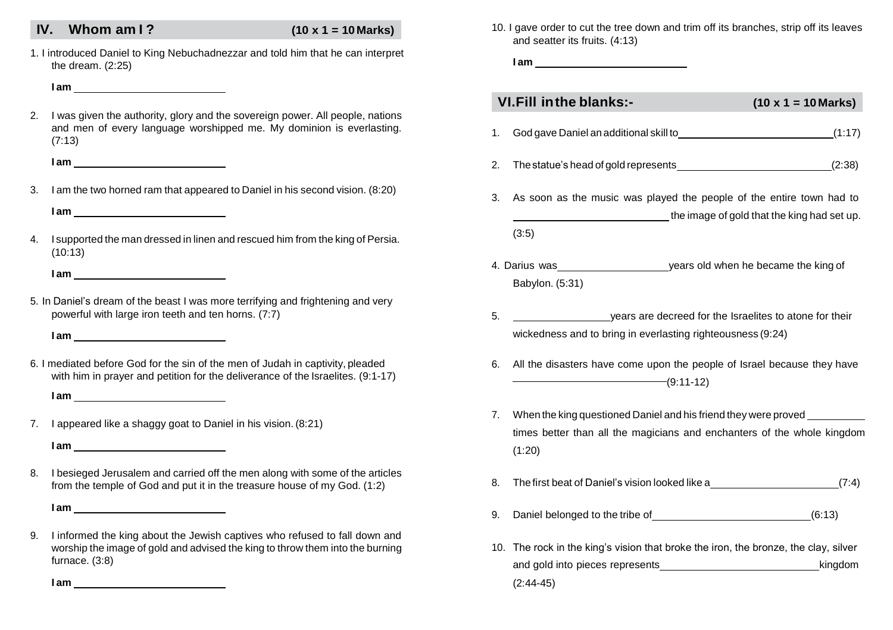## IV. Whom am I ? (10 x 1 = 10 Marks)

1. I introduced Daniel to King Nebuchadnezzar and told him that he can interpret the dream. (2:25)

   **I am** ________________________

2. I was given the authority, glory and the sovereign power. All people, nations and men of every language worshipped me. My dominion is everlasting. (7:13)

   **I am** ________________________

3. I am the two horned ram that appeared to Daniel in his second vision. (8:20)

   **I am** ________________________

4. I supported the man dressed in linen and rescued him from the king of Persia. (10:13)

   **I am** ________________________

5. In Daniel's dream of the beast I was more terrifying and frightening and very powerful with large iron teeth and ten horns. (7:7)

   **I am** ________________________

6. I mediated before God for the sin of the men of Judah in captivity, pleaded with him in prayer and petition for the deliverance of the Israelites. (9:1-17)

   **I am** ________________________

7. I appeared like a shaggy goat to Daniel in his vision. (8:21)

   **I am** ________________________

8. I besieged Jerusalem and carried off the men along with some of the articles from the temple of God and put it in the treasure house of my God. (1:2)

   **I am** ________________________

9. I informed the king about the Jewish captives who refused to fall down and worship the image of gold and advised the king to throw them into the burning furnace. (3:8)

   **I am** ________________________

10. I gave order to cut the tree down and trim off its branches, strip off its leaves and seatter its fruits. (4:13)

    **I am** ________________________

## VI. Fill in the blanks:- (10 x 1 = 10 Marks)

1. God gave Daniel an additional skill to ________________________ (1:17)

2. The statue's head of gold represents ________________________ (2:38)

3. As soon as the music was played the people of the entire town had to ________________________ the image of gold that the king had set up. (3:5)

4. Darius was ________________ years old when he became the king of Babylon. (5:31)

5. ________________ years are decreed for the Israelites to atone for their wickedness and to bring in everlasting righteousness (9:24)

6. All the disasters have come upon the people of Israel because they have ________________________ (9:11-12)

7. When the king questioned Daniel and his friend they were proved __________ times better than all the magicians and enchanters of the whole kingdom (1:20)

8. The first beat of Daniel's vision looked like a ____________________ (7:4)

9. Daniel belonged to the tribe of ________________________ (6:13)

10. The rock in the king's vision that broke the iron, the bronze, the clay, silver and gold into pieces represents ________________________ kingdom (2:44-45)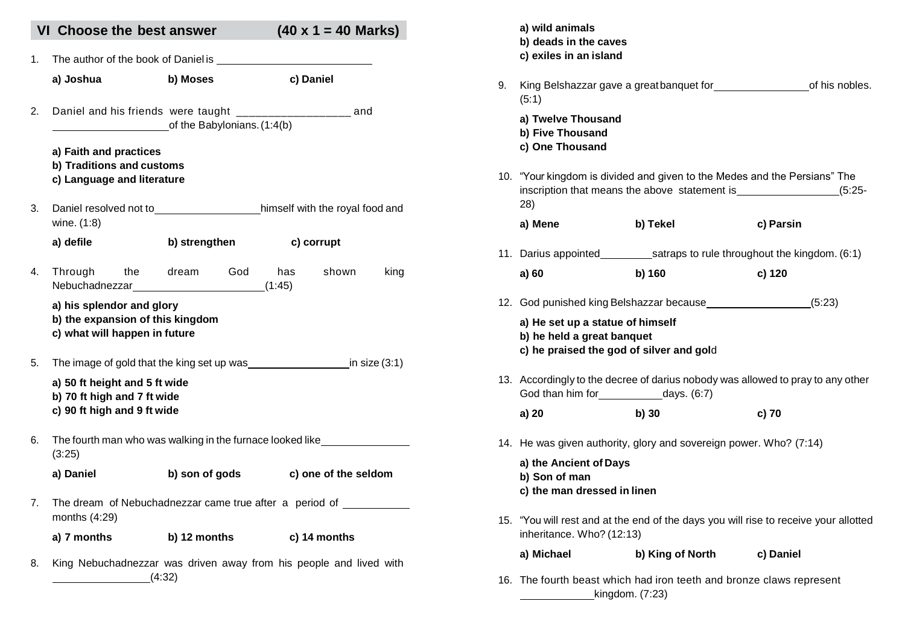## VI Choose the best answer (40 x 1 = 40 Marks)

1. The author of the book of Daniel is ___________________________

   **a) Joshua** **b) Moses** **c) Daniel**

2. Daniel and his friends were taught __________________ and ____________________of the Babylonians. (1:4(b)

   **a) Faith and practices**
   **b) Traditions and customs**
   **c) Language and literature**

3. Daniel resolved not to__________________himself with the royal food and wine. (1:8)

   **a) defile** **b) strengthen** **c) corrupt**

4. Through the dream God has shown king Nebuchadnezzar_______________________(1:45)

   **a) his splendor and glory**
   **b) the expansion of this kingdom**
   **c) what will happen in future**

5. The image of gold that the king set up was__________________in size (3:1)

   **a) 50 ft height and 5 ft wide**
   **b) 70 ft high and 7 ft wide**
   **c) 90 ft high and 9 ft wide**

6. The fourth man who was walking in the furnace looked like_______________ (3:25)

   **a) Daniel** **b) son of gods** **c) one of the seldom**

7. The dream of Nebuchadnezzar came true after a period of ___________ months (4:29)

   **a) 7 months** **b) 12 months** **c) 14 months**

8. King Nebuchadnezzar was driven away from his people and lived with ________________(4:32)

   **a) wild animals**
   **b) deads in the caves**
   **c) exiles in an island**

9. King Belshazzar gave a great banquet for________________of his nobles. (5:1)

   **a) Twelve Thousand**
   **b) Five Thousand**
   **c) One Thousand**

10. "Your kingdom is divided and given to the Medes and the Persians" The inscription that means the above statement is_________________(5:25-28)

    **a) Mene** **b) Tekel** **c) Parsin**

11. Darius appointed_________satraps to rule throughout the kingdom. (6:1)

    **a) 60** **b) 160** **c) 120**

12. God punished king Belshazzar because__________________(5:23)

    **a) He set up a statue of himself**
    **b) he held a great banquet**
    **c) he praised the god of silver and gol**d

13. Accordingly to the decree of darius nobody was allowed to pray to any other God than him for___________days. (6:7)

    **a) 20** **b) 30** **c) 70**

14. He was given authority, glory and sovereign power. Who? (7:14)

    **a) the Ancient of Days**
    **b) Son of man**
    **c) the man dressed in linen**

15. "You will rest and at the end of the days you will rise to receive your allotted inheritance. Who? (12:13)

    **a) Michael** **b) King of North** **c) Daniel**

16. The fourth beast which had iron teeth and bronze claws represent ____________kingdom. (7:23)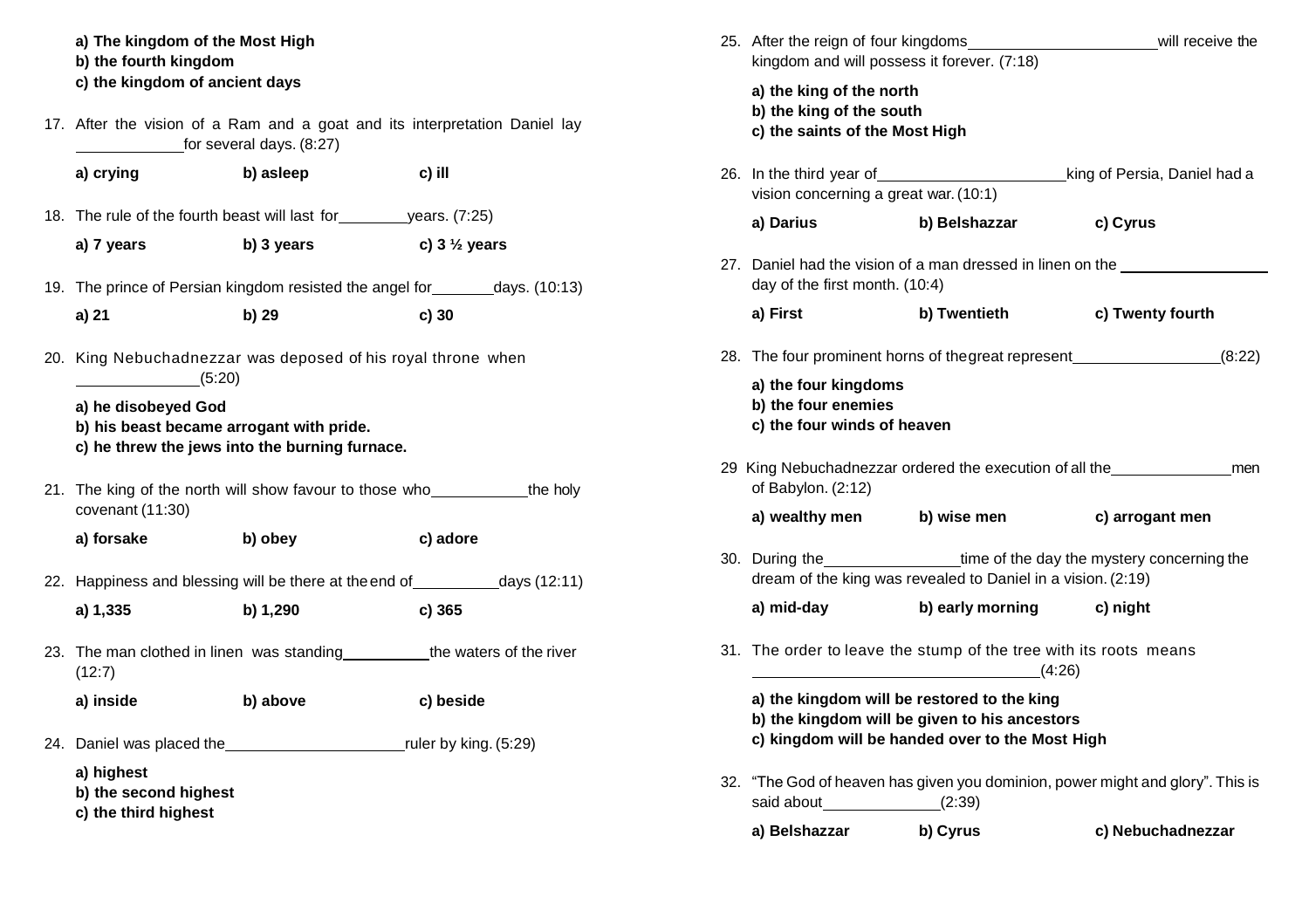**a) The kingdom of the Most High**
**b) the fourth kingdom**
**c) the kingdom of ancient days**

17. After the vision of a Ram and a goat and its interpretation Daniel lay ____________ for several days. (8:27)

    **a) crying** **b) asleep** **c) ill**

18. The rule of the fourth beast will last for ________ years. (7:25)

    **a) 7 years** **b) 3 years** **c) 3 ½ years**

19. The prince of Persian kingdom resisted the angel for _______ days. (10:13)

    **a) 21** **b) 29** **c) 30**

20. King Nebuchadnezzar was deposed of his royal throne when ______________ (5:20)

    **a) he disobeyed God**
    **b) his beast became arrogant with pride.**
    **c) he threw the jews into the burning furnace.**

21. The king of the north will show favour to those who ___________ the holy covenant (11:30)

    **a) forsake** **b) obey** **c) adore**

22. Happiness and blessing will be there at the end of __________ days (12:11)

    **a) 1,335** **b) 1,290** **c) 365**

23. The man clothed in linen was standing __________ the waters of the river (12:7)

    **a) inside** **b) above** **c) beside**

24. Daniel was placed the _____________________ ruler by king. (5:29)

    **a) highest**
    **b) the second highest**
    **c) the third highest**

25. After the reign of four kingdoms ______________________ will receive the kingdom and will possess it forever. (7:18)

    **a) the king of the north**
    **b) the king of the south**
    **c) the saints of the Most High**

26. In the third year of ______________________ king of Persia, Daniel had a vision concerning a great war. (10:1)

    **a) Darius** **b) Belshazzar** **c) Cyrus**

27. Daniel had the vision of a man dressed in linen on the _________________ day of the first month. (10:4)

    **a) First** **b) Twentieth** **c) Twenty fourth**

28. The four prominent horns of the great represent _________________ (8:22)

    **a) the four kingdoms**
    **b) the four enemies**
    **c) the four winds of heaven**

29. King Nebuchadnezzar ordered the execution of all the ______________ men of Babylon. (2:12)

    **a) wealthy men** **b) wise men** **c) arrogant men**

30. During the ________________ time of the day the mystery concerning the dream of the king was revealed to Daniel in a vision. (2:19)

    **a) mid-day** **b) early morning** **c) night**

31. The order to leave the stump of the tree with its roots means __________________________________ (4:26)

    **a) the kingdom will be restored to the king**
    **b) the kingdom will be given to his ancestors**
    **c) kingdom will be handed over to the Most High**

32. "The God of heaven has given you dominion, power might and glory". This is said about ______________ (2:39)

    **a) Belshazzar** **b) Cyrus** **c) Nebuchadnezzar**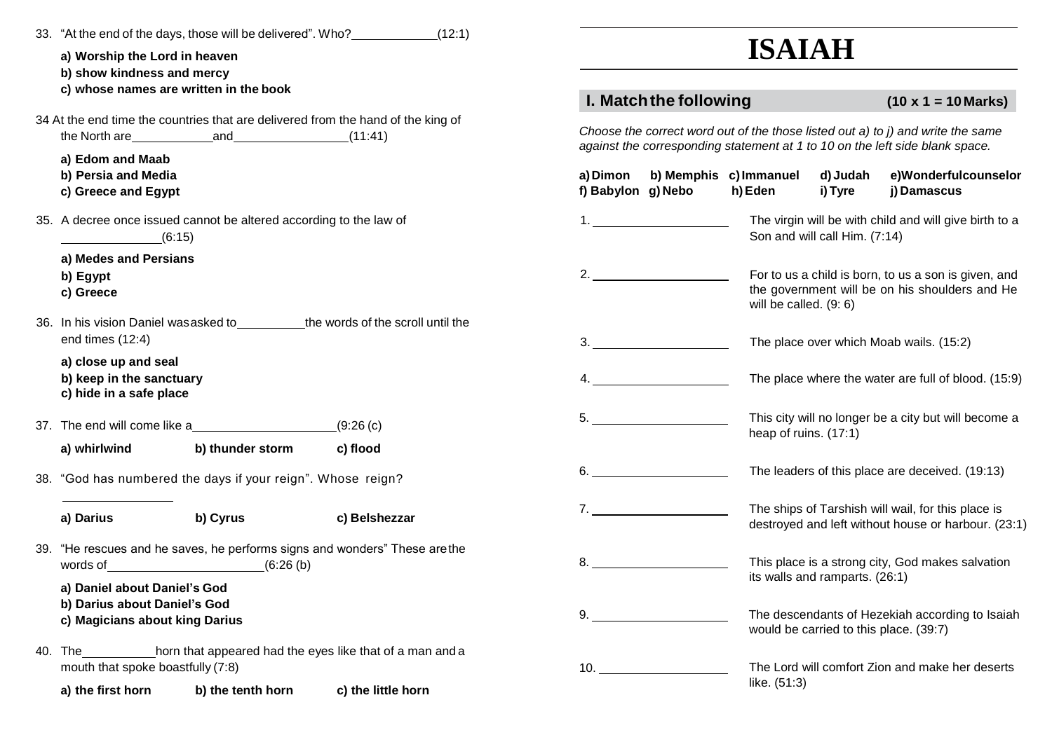33. "At the end of the days, those will be delivered". Who?\_\_\_\_\_\_\_\_\_\_\_\_(12:1)

   **a) Worship the Lord in heaven**
   **b) show kindness and mercy**
   **c) whose names are written in the book**

34 At the end time the countries that are delivered from the hand of the king of the North are\_\_\_\_\_\_\_\_\_\_\_\_and\_\_\_\_\_\_\_\_\_\_\_\_\_\_\_\_(11:41)

   **a) Edom and Maab**
   **b) Persia and Media**
   **c) Greece and Egypt**

35. A decree once issued cannot be altered according to the law of \_\_\_\_\_\_\_\_\_\_\_\_\_\_(6:15)

   **a) Medes and Persians**
   **b) Egypt**
   **c) Greece**

36. In his vision Daniel was asked to\_\_\_\_\_\_\_\_\_\_the words of the scroll until the end times (12:4)

   **a) close up and seal**
   **b) keep in the sanctuary**
   **c) hide in a safe place**

37. The end will come like a\_\_\_\_\_\_\_\_\_\_\_\_\_\_\_\_\_\_\_\_\_(9:26 (c)

   **a) whirlwind** **b) thunder storm** **c) flood**

38. "God has numbered the days if your reign". Whose reign? \_\_\_\_\_\_\_\_\_\_\_\_\_\_\_\_

   **a) Darius** **b) Cyrus** **c) Belshezzar**

39. "He rescues and he saves, he performs signs and wonders" These are the words of\_\_\_\_\_\_\_\_\_\_\_\_\_\_\_\_\_\_\_\_\_\_\_\_(6:26 (b)

   **a) Daniel about Daniel's God**
   **b) Darius about Daniel's God**
   **c) Magicians about king Darius**

40. The\_\_\_\_\_\_\_\_\_\_\_horn that appeared had the eyes like that of a man and a mouth that spoke boastfully (7:8)

   **a) the first horn** **b) the tenth horn** **c) the little horn**

# ISAIAH

## I. Match the following (10 x 1 = 10 Marks)

*Choose the correct word out of the those listed out a) to j) and write the same against the corresponding statement at 1 to 10 on the left side blank space.*

**a) Dimon** **b) Memphis** **c) Immanuel** **d) Judah** **e) Wonderfulcounselor**
**f) Babylon** **g) Nebo** **h) Eden** **i) Tyre** **j) Damascus**

| | |
|---|---|
| 1. \_\_\_\_\_\_\_\_\_\_\_\_\_\_\_\_\_\_\_\_ | The virgin will be with child and will give birth to a Son and will call Him. (7:14) |
| 2. \_\_\_\_\_\_\_\_\_\_\_\_\_\_\_\_\_\_\_\_ | For to us a child is born, to us a son is given, and the government will be on his shoulders and He will be called. (9: 6) |
| 3. \_\_\_\_\_\_\_\_\_\_\_\_\_\_\_\_\_\_\_\_ | The place over which Moab wails. (15:2) |
| 4. \_\_\_\_\_\_\_\_\_\_\_\_\_\_\_\_\_\_\_\_ | The place where the water are full of blood. (15:9) |
| 5. \_\_\_\_\_\_\_\_\_\_\_\_\_\_\_\_\_\_\_\_ | This city will no longer be a city but will become a heap of ruins. (17:1) |
| 6. \_\_\_\_\_\_\_\_\_\_\_\_\_\_\_\_\_\_\_\_ | The leaders of this place are deceived. (19:13) |
| 7. \_\_\_\_\_\_\_\_\_\_\_\_\_\_\_\_\_\_\_\_ | The ships of Tarshish will wail, for this place is destroyed and left without house or harbour. (23:1) |
| 8. \_\_\_\_\_\_\_\_\_\_\_\_\_\_\_\_\_\_\_\_ | This place is a strong city, God makes salvation its walls and ramparts. (26:1) |
| 9. \_\_\_\_\_\_\_\_\_\_\_\_\_\_\_\_\_\_\_\_ | The descendants of Hezekiah according to Isaiah would be carried to this place. (39:7) |
| 10. \_\_\_\_\_\_\_\_\_\_\_\_\_\_\_\_\_\_\_\_ | The Lord will comfort Zion and make her deserts like. (51:3) |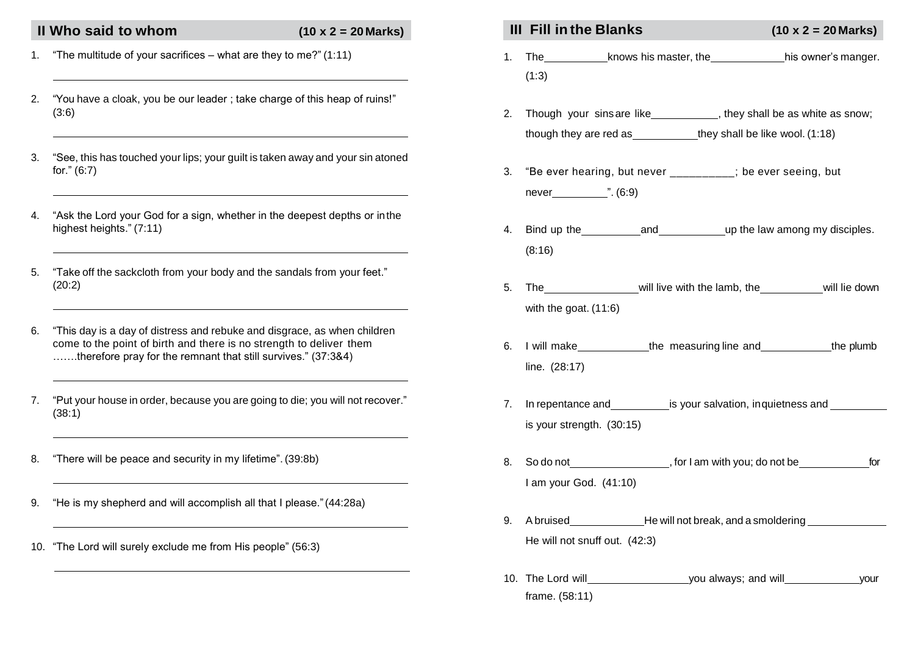## II Who said to whom (10 x 2 = 20 Marks)

1. "The multitude of your sacrifices – what are they to me?" (1:11)

   ______________________________________________

2. "You have a cloak, you be our leader ; take charge of this heap of ruins!" (3:6)

   ______________________________________________

3. "See, this has touched your lips; your guilt is taken away and your sin atoned for." (6:7)

   ______________________________________________

4. "Ask the Lord your God for a sign, whether in the deepest depths or in the highest heights." (7:11)

   ______________________________________________

5. "Take off the sackcloth from your body and the sandals from your feet." (20:2)

   ______________________________________________

6. "This day is a day of distress and rebuke and disgrace, as when children come to the point of birth and there is no strength to deliver them …….therefore pray for the remnant that still survives." (37:3&4)

   ______________________________________________

7. "Put your house in order, because you are going to die; you will not recover." (38:1)

   ______________________________________________

8. "There will be peace and security in my lifetime". (39:8b)

   ______________________________________________

9. "He is my shepherd and will accomplish all that I please." (44:28a)

   ______________________________________________

10. "The Lord will surely exclude me from His people" (56:3)

    ______________________________________________

## III Fill in the Blanks (10 x 2 = 20 Marks)

1. The __________ knows his master, the __________ his owner's manger. (1:3)

2. Though your sins are like __________, they shall be as white as snow; though they are red as __________ they shall be like wool. (1:18)

3. "Be ever hearing, but never __________; be ever seeing, but never __________". (6:9)

4. Bind up the __________ and __________ up the law among my disciples. (8:16)

5. The __________ will live with the lamb, the __________ will lie down with the goat. (11:6)

6. I will make __________ the measuring line and __________ the plumb line. (28:17)

7. In repentance and __________ is your salvation, in quietness and __________ is your strength. (30:15)

8. So do not __________, for I am with you; do not be __________ for I am your God. (41:10)

9. A bruised __________ He will not break, and a smoldering __________ He will not snuff out. (42:3)

10. The Lord will __________ you always; and will __________ your frame. (58:11)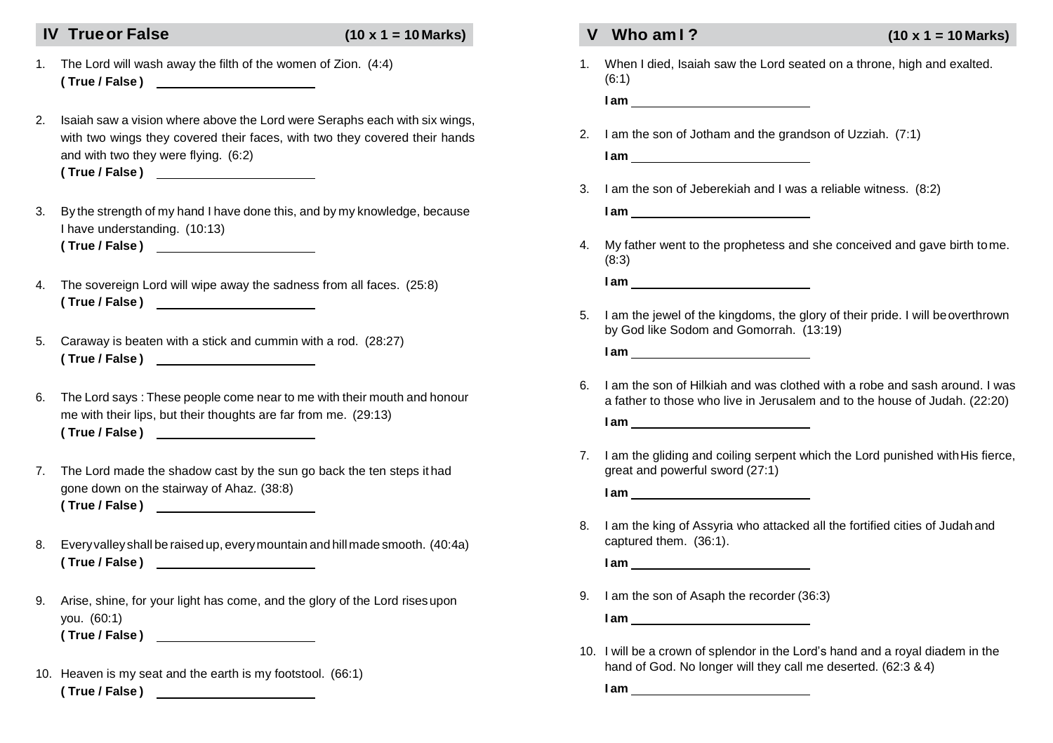## IV True or False (10 x 1 = 10 Marks)

1. The Lord will wash away the filth of the women of Zion. (4:4)
   **( True / False )** ____________________

2. Isaiah saw a vision where above the Lord were Seraphs each with six wings, with two wings they covered their faces, with two they covered their hands and with two they were flying. (6:2)
   **( True / False )** ____________________

3. By the strength of my hand I have done this, and by my knowledge, because I have understanding. (10:13)
   **( True / False )** ____________________

4. The sovereign Lord will wipe away the sadness from all faces. (25:8)
   **( True / False )** ____________________

5. Caraway is beaten with a stick and cummin with a rod. (28:27)
   **( True / False )** ____________________

6. The Lord says : These people come near to me with their mouth and honour me with their lips, but their thoughts are far from me. (29:13)
   **( True / False )** ____________________

7. The Lord made the shadow cast by the sun go back the ten steps it had gone down on the stairway of Ahaz. (38:8)
   **( True / False )** ____________________

8. Every valley shall be raised up, every mountain and hill made smooth. (40:4a)
   **( True / False )** ____________________

9. Arise, shine, for your light has come, and the glory of the Lord rises upon you. (60:1)
   **( True / False )** ____________________

10. Heaven is my seat and the earth is my footstool. (66:1)
    **( True / False )** ____________________

## V Who am I ? (10 x 1 = 10 Marks)

1. When I died, Isaiah saw the Lord seated on a throne, high and exalted. (6:1)
   **I am** ____________________

2. I am the son of Jotham and the grandson of Uzziah. (7:1)
   **I am** ____________________

3. I am the son of Jeberekiah and I was a reliable witness. (8:2)
   **I am** ____________________

4. My father went to the prophetess and she conceived and gave birth to me. (8:3)
   **I am** ____________________

5. I am the jewel of the kingdoms, the glory of their pride. I will be overthrown by God like Sodom and Gomorrah. (13:19)
   **I am** ____________________

6. I am the son of Hilkiah and was clothed with a robe and sash around. I was a father to those who live in Jerusalem and to the house of Judah. (22:20)
   **I am** ____________________

7. I am the gliding and coiling serpent which the Lord punished with His fierce, great and powerful sword (27:1)
   **I am** ____________________

8. I am the king of Assyria who attacked all the fortified cities of Judah and captured them. (36:1).
   **I am** ____________________

9. I am the son of Asaph the recorder (36:3)
   **I am** ____________________

10. I will be a crown of splendor in the Lord's hand and a royal diadem in the hand of God. No longer will they call me deserted. (62:3 & 4)
    **I am** ____________________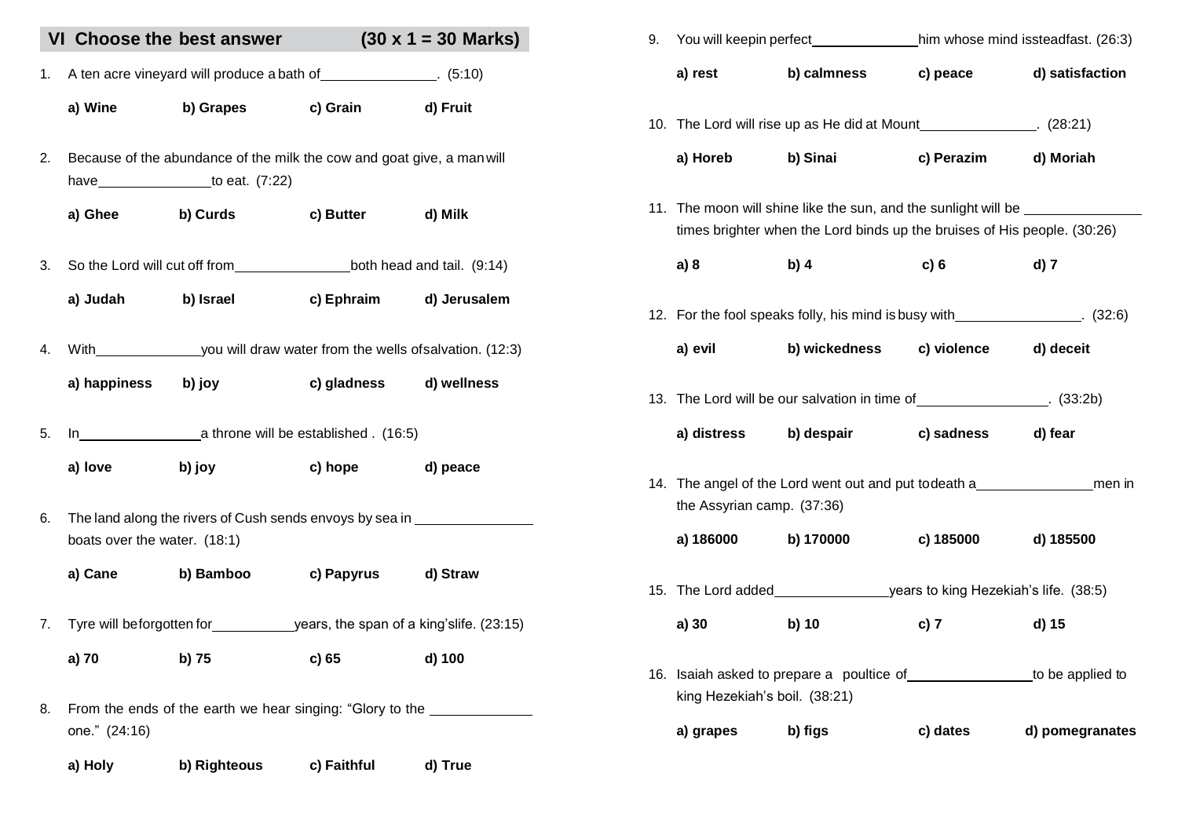## VI Choose the best answer (30 x 1 = 30 Marks)

1. A ten acre vineyard will produce a bath of\_\_\_\_\_\_\_\_\_\_\_\_\_\_. (5:10)

   **a) Wine** **b) Grapes** **c) Grain** **d) Fruit**

2. Because of the abundance of the milk the cow and goat give, a man will have\_\_\_\_\_\_\_\_\_\_\_\_\_\_ to eat. (7:22)

   **a) Ghee** **b) Curds** **c) Butter** **d) Milk**

3. So the Lord will cut off from\_\_\_\_\_\_\_\_\_\_\_\_\_\_ both head and tail. (9:14)

   **a) Judah** **b) Israel** **c) Ephraim** **d) Jerusalem**

4. With\_\_\_\_\_\_\_\_\_\_\_\_\_\_ you will draw water from the wells of salvation. (12:3)

   **a) happiness** **b) joy** **c) gladness** **d) wellness**

5. In\_\_\_\_\_\_\_\_\_\_\_\_\_\_ a throne will be established . (16:5)

   **a) love** **b) joy** **c) hope** **d) peace**

6. The land along the rivers of Cush sends envoys by sea in \_\_\_\_\_\_\_\_\_\_\_\_\_\_ boats over the water. (18:1)

   **a) Cane** **b) Bamboo** **c) Papyrus** **d) Straw**

7. Tyre will be forgotten for\_\_\_\_\_\_\_\_\_\_ years, the span of a king's life. (23:15)

   **a) 70** **b) 75** **c) 65** **d) 100**

8. From the ends of the earth we hear singing: "Glory to the \_\_\_\_\_\_\_\_\_\_\_\_ one." (24:16)

   **a) Holy** **b) Righteous** **c) Faithful** **d) True**

9. You will keep in perfect\_\_\_\_\_\_\_\_\_\_\_\_ him whose mind is steadfast. (26:3)

   **a) rest** **b) calmness** **c) peace** **d) satisfaction**

10. The Lord will rise up as He did at Mount\_\_\_\_\_\_\_\_\_\_\_\_\_\_. (28:21)

    **a) Horeb** **b) Sinai** **c) Perazim** **d) Moriah**

11. The moon will shine like the sun, and the sunlight will be \_\_\_\_\_\_\_\_\_\_\_\_\_\_ times brighter when the Lord binds up the bruises of His people. (30:26)

    **a) 8** **b) 4** **c) 6** **d) 7**

12. For the fool speaks folly, his mind is busy with\_\_\_\_\_\_\_\_\_\_\_\_\_\_\_. (32:6)

    **a) evil** **b) wickedness** **c) violence** **d) deceit**

13. The Lord will be our salvation in time of\_\_\_\_\_\_\_\_\_\_\_\_\_\_\_. (33:2b)

    **a) distress** **b) despair** **c) sadness** **d) fear**

14. The angel of the Lord went out and put to death a\_\_\_\_\_\_\_\_\_\_\_\_\_\_ men in the Assyrian camp. (37:36)

    **a) 186000** **b) 170000** **c) 185000** **d) 185500**

15. The Lord added\_\_\_\_\_\_\_\_\_\_\_\_\_\_ years to king Hezekiah's life. (38:5)

    **a) 30** **b) 10** **c) 7** **d) 15**

16. Isaiah asked to prepare a poultice of\_\_\_\_\_\_\_\_\_\_\_\_\_\_\_ to be applied to king Hezekiah's boil. (38:21)

    **a) grapes** **b) figs** **c) dates** **d) pomegranates**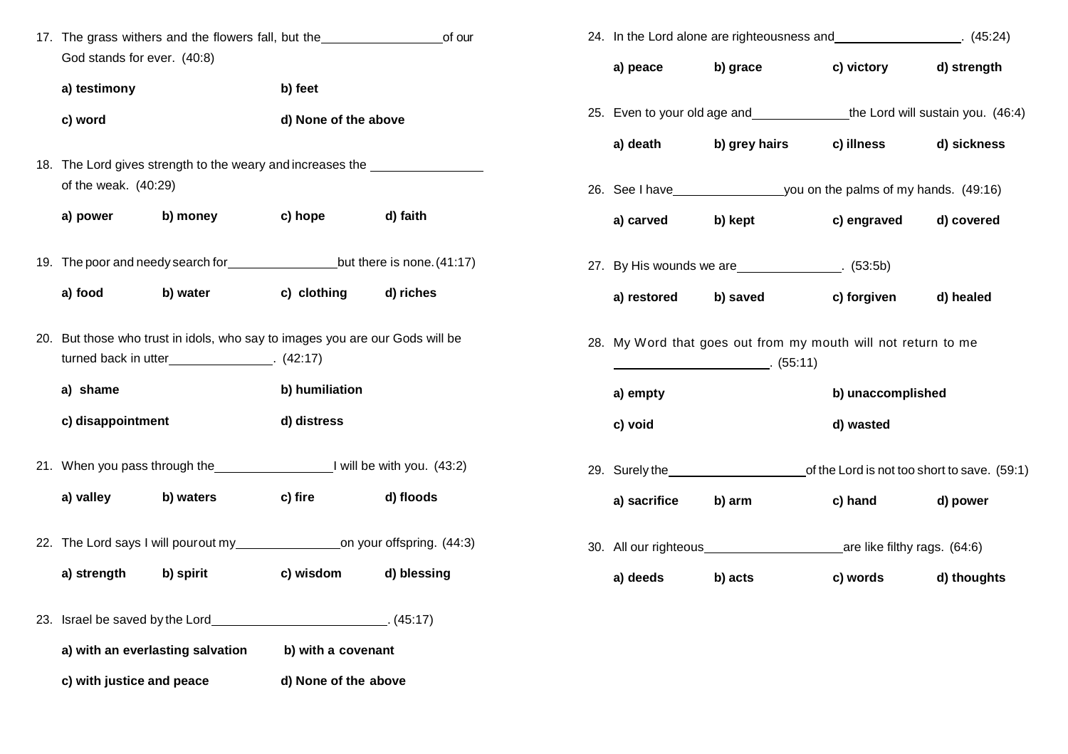17. The grass withers and the flowers fall, but the ________________ of our God stands for ever. (40:8)

    **a) testimony** **b) feet**

    **c) word** **d) None of the above**

18. The Lord gives strength to the weary and increases the ________________ of the weak. (40:29)

    **a) power** **b) money** **c) hope** **d) faith**

19. The poor and needy search for ________________ but there is none. (41:17)

    **a) food** **b) water** **c) clothing** **d) riches**

20. But those who trust in idols, who say to images you are our Gods will be turned back in utter ________________. (42:17)

    **a) shame** **b) humiliation**

    **c) disappointment** **d) distress**

21. When you pass through the ________________ I will be with you. (43:2)

    **a) valley** **b) waters** **c) fire** **d) floods**

22. The Lord says I will pour out my ________________ on your offspring. (44:3)

    **a) strength** **b) spirit** **c) wisdom** **d) blessing**

23. Israel be saved by the Lord ________________________. (45:17)

    **a) with an everlasting salvation** **b) with a covenant**

    **c) with justice and peace** **d) None of the above**

24. In the Lord alone are righteousness and ________________. (45:24)

    **a) peace** **b) grace** **c) victory** **d) strength**

25. Even to your old age and ________________ the Lord will sustain you. (46:4)

    **a) death** **b) grey hairs** **c) illness** **d) sickness**

26. See I have ________________ you on the palms of my hands. (49:16)

    **a) carved** **b) kept** **c) engraved** **d) covered**

27. By His wounds we are ________________. (53:5b)

    **a) restored** **b) saved** **c) forgiven** **d) healed**

28. My Word that goes out from my mouth will not return to me ________________________. (55:11)

    **a) empty** **b) unaccomplished**

    **c) void** **d) wasted**

29. Surely the ____________________ of the Lord is not too short to save. (59:1)

    **a) sacrifice** **b) arm** **c) hand** **d) power**

30. All our righteous ____________________ are like filthy rags. (64:6)

    **a) deeds** **b) acts** **c) words** **d) thoughts**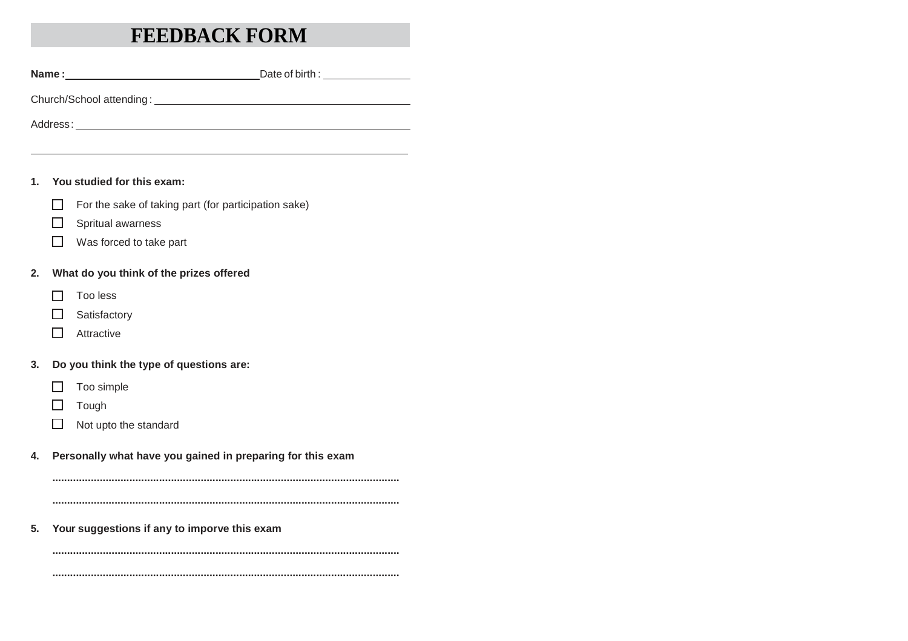# FEEDBACK FORM

**Name :** ______________________________ Date of birth : ______________

Church/School attending : ______________________________________________

Address: ______________________________________________________________

_______________________________________________________________________

**1. You studied for this exam:**

- ☐ For the sake of taking part (for participation sake)
- ☐ Spritual awarness
- ☐ Was forced to take part

**2. What do you think of the prizes offered**

- ☐ Too less
- ☐ Satisfactory
- ☐ Attractive

**3. Do you think the type of questions are:**

- ☐ Too simple
- ☐ Tough
- ☐ Not upto the standard

**4. Personally what have you gained in preparing for this exam**

..................................................................................................................

..................................................................................................................

**5. Your suggestions if any to imporve this exam**

..................................................................................................................

..................................................................................................................